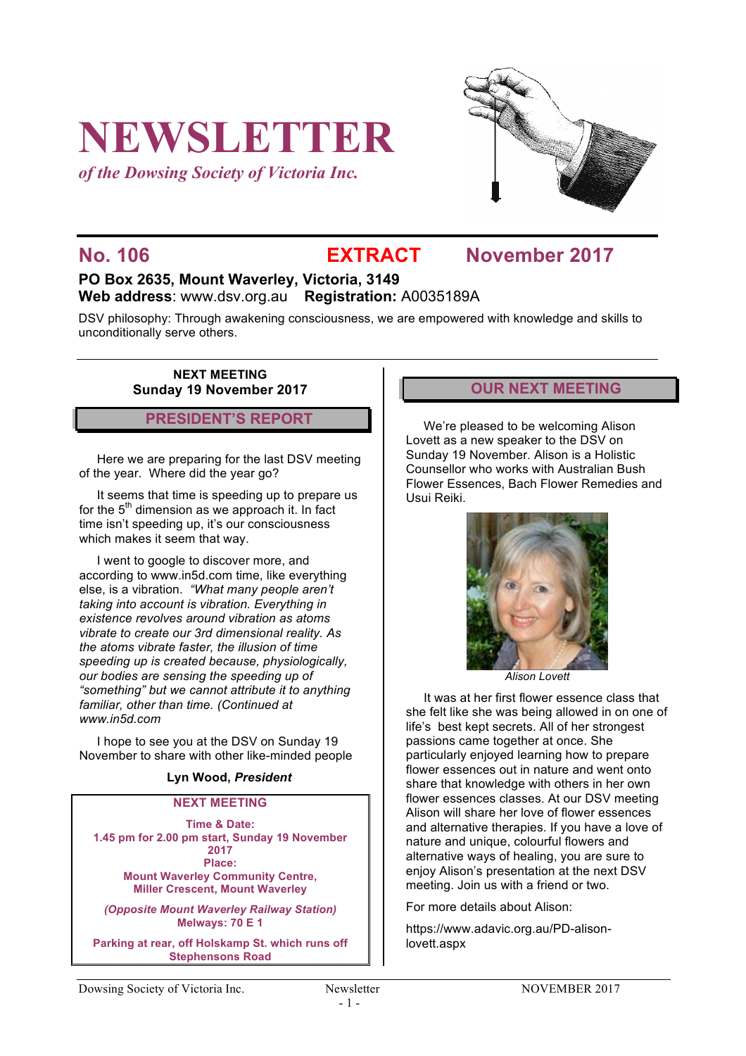# NEWSLETTER

*of the Dowsing Society of Victoria Inc.*

## No. 106 EXTRACT November 2017

**PO Box 2635, Mount Waverley, Victoria, 3149**
**Web address**: www.dsv.org.au **Registration:** A0035189A

DSV philosophy: Through awakening consciousness, we are empowered with knowledge and skills to unconditionally serve others.

**NEXT MEETING**
**Sunday 19 November 2017**

## PRESIDENT'S REPORT

Here we are preparing for the last DSV meeting of the year. Where did the year go?

It seems that time is speeding up to prepare us for the 5th dimension as we approach it. In fact time isn't speeding up, it's our consciousness which makes it seem that way.

I went to google to discover more, and according to www.in5d.com time, like everything else, is a vibration. *"What many people aren't taking into account is vibration. Everything in existence revolves around vibration as atoms vibrate to create our 3rd dimensional reality. As the atoms vibrate faster, the illusion of time speeding up is created because, physiologically, our bodies are sensing the speeding up of "something" but we cannot attribute it to anything familiar, other than time. (Continued at www.in5d.com*

I hope to see you at the DSV on Sunday 19 November to share with other like-minded people

**Lyn Wood, *President***

**NEXT MEETING**

**Time & Date:**
**1.45 pm for 2.00 pm start, Sunday 19 November 2017**
**Place:**
**Mount Waverley Community Centre, Miller Crescent, Mount Waverley**

***(Opposite Mount Waverley Railway Station)***
**Melways: 70 E 1**

**Parking at rear, off Holskamp St. which runs off Stephensons Road**

## OUR NEXT MEETING

We're pleased to be welcoming Alison Lovett as a new speaker to the DSV on Sunday 19 November. Alison is a Holistic Counsellor who works with Australian Bush Flower Essences, Bach Flower Remedies and Usui Reiki.

*Alison Lovett*

It was at her first flower essence class that she felt like she was being allowed in on one of life's best kept secrets. All of her strongest passions came together at once. She particularly enjoyed learning how to prepare flower essences out in nature and went onto share that knowledge with others in her own flower essences classes. At our DSV meeting Alison will share her love of flower essences and alternative therapies. If you have a love of nature and unique, colourful flowers and alternative ways of healing, you are sure to enjoy Alison's presentation at the next DSV meeting. Join us with a friend or two.

For more details about Alison:

https://www.adavic.org.au/PD-alison-lovett.aspx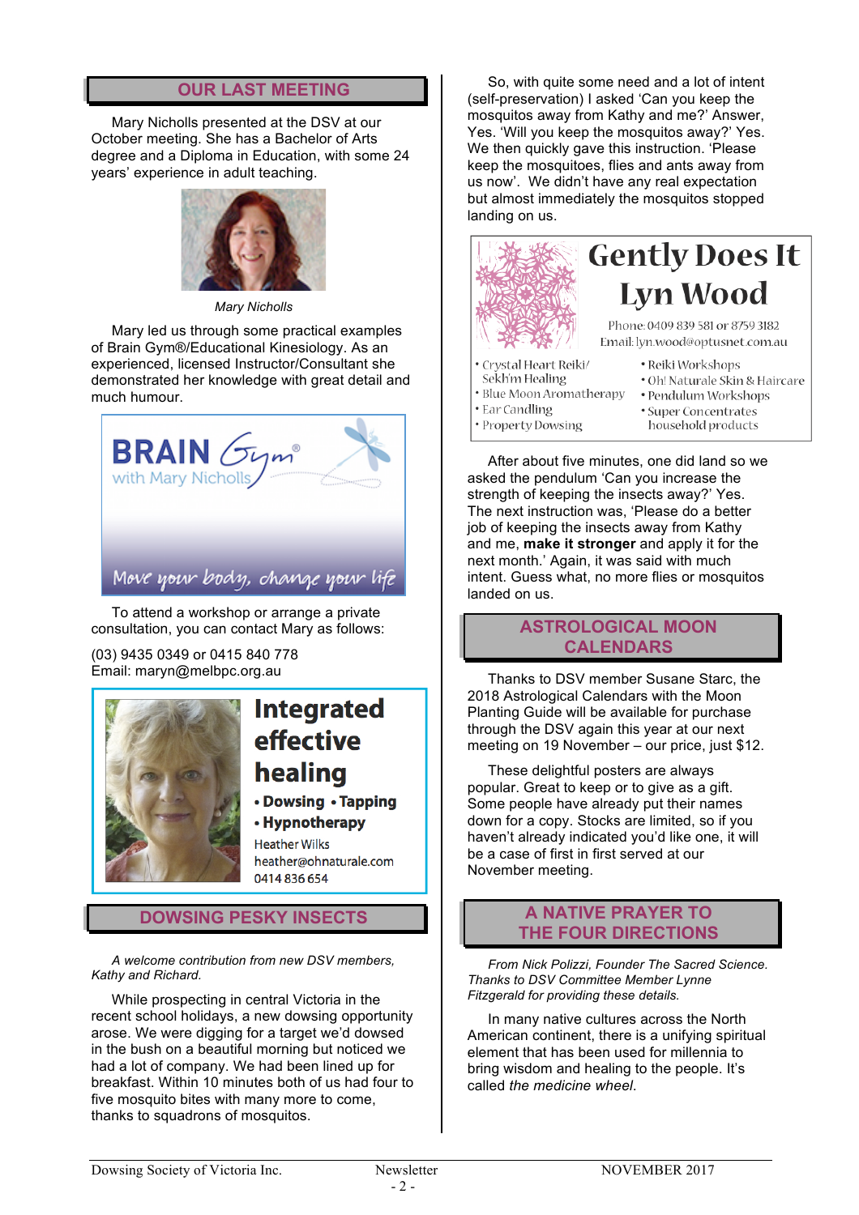## OUR LAST MEETING

Mary Nicholls presented at the DSV at our October meeting. She has a Bachelor of Arts degree and a Diploma in Education, with some 24 years' experience in adult teaching.

*Mary Nicholls*

Mary led us through some practical examples of Brain Gym®/Educational Kinesiology. As an experienced, licensed Instructor/Consultant she demonstrated her knowledge with great detail and much humour.

BRAIN Gym®
with Mary Nicholls

Move your body, change your life

To attend a workshop or arrange a private consultation, you can contact Mary as follows:

(03) 9435 0349 or 0415 840 778
Email: maryn@melbpc.org.au

**Integrated effective healing**

- **Dowsing**
- **Tapping**
- **Hypnotherapy**

Heather Wilks
heather@ohnaturale.com
0414 836 654

## DOWSING PESKY INSECTS

*A welcome contribution from new DSV members, Kathy and Richard.*

While prospecting in central Victoria in the recent school holidays, a new dowsing opportunity arose. We were digging for a target we'd dowsed in the bush on a beautiful morning but noticed we had a lot of company. We had been lined up for breakfast. Within 10 minutes both of us had four to five mosquito bites with many more to come, thanks to squadrons of mosquitos.

So, with quite some need and a lot of intent (self-preservation) I asked 'Can you keep the mosquitos away from Kathy and me?' Answer, Yes. 'Will you keep the mosquitos away?' Yes. We then quickly gave this instruction. 'Please keep the mosquitoes, flies and ants away from us now'. We didn't have any real expectation but almost immediately the mosquitos stopped landing on us.

**Gently Does It**
**Lyn Wood**

Phone: 0409 839 581 or 8759 3182
Email: lyn.wood@optusnet.com.au

- Crystal Heart Reiki/ Sekh'm Healing
- Blue Moon Aromatherapy
- Ear Candling
- Property Dowsing
- Reiki Workshops
- Oh! Naturale Skin & Haircare
- Pendulum Workshops
- Super Concentrates household products

After about five minutes, one did land so we asked the pendulum 'Can you increase the strength of keeping the insects away?' Yes. The next instruction was, 'Please do a better job of keeping the insects away from Kathy and me, **make it stronger** and apply it for the next month.' Again, it was said with much intent. Guess what, no more flies or mosquitos landed on us.

## ASTROLOGICAL MOON CALENDARS

Thanks to DSV member Susane Starc, the 2018 Astrological Calendars with the Moon Planting Guide will be available for purchase through the DSV again this year at our next meeting on 19 November – our price, just $12.

These delightful posters are always popular. Great to keep or to give as a gift. Some people have already put their names down for a copy. Stocks are limited, so if you haven't already indicated you'd like one, it will be a case of first in first served at our November meeting.

## A NATIVE PRAYER TO THE FOUR DIRECTIONS

*From Nick Polizzi, Founder The Sacred Science. Thanks to DSV Committee Member Lynne Fitzgerald for providing these details.*

In many native cultures across the North American continent, there is a unifying spiritual element that has been used for millennia to bring wisdom and healing to the people. It's called *the medicine wheel*.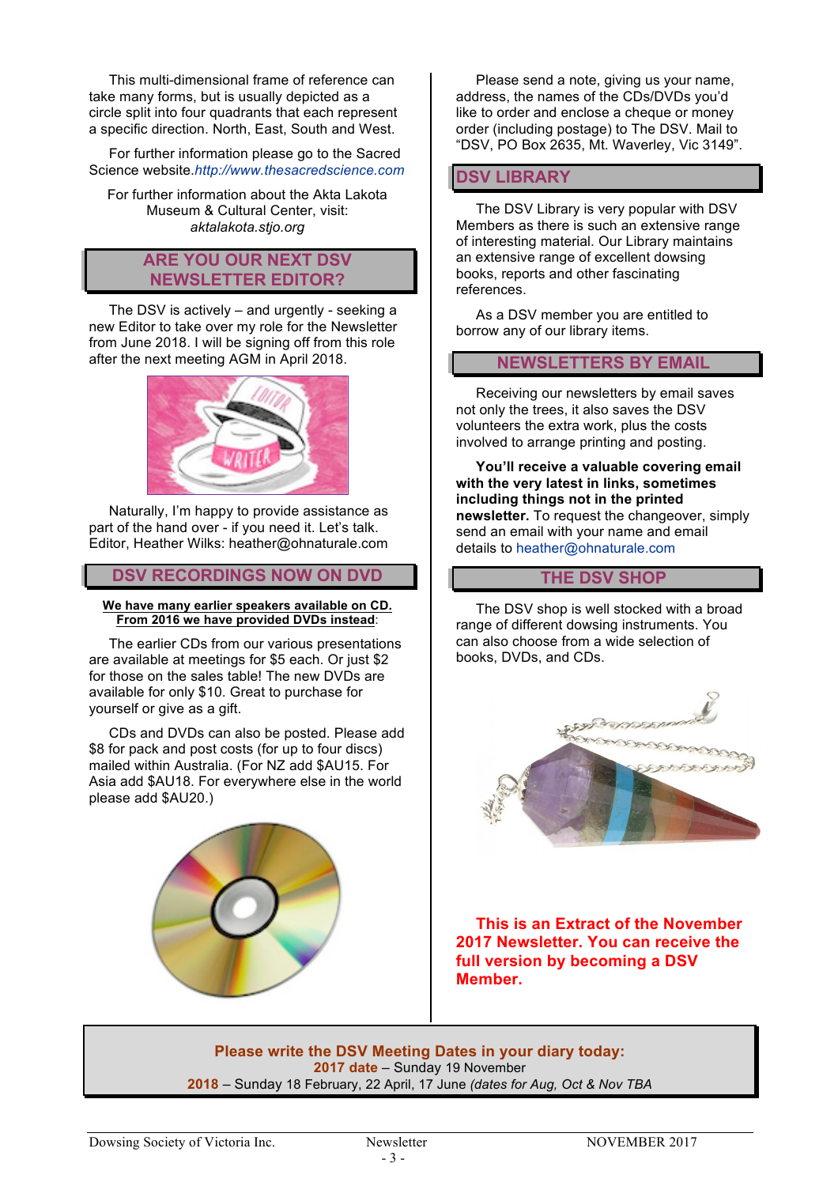This multi-dimensional frame of reference can take many forms, but is usually depicted as a circle split into four quadrants that each represent a specific direction. North, East, South and West.

For further information please go to the Sacred Science website. *http://www.thesacredscience.com*

For further information about the Akta Lakota Museum & Cultural Center, visit: *aktalakota.stjo.org*

## ARE YOU OUR NEXT DSV NEWSLETTER EDITOR?

The DSV is actively – and urgently - seeking a new Editor to take over my role for the Newsletter from June 2018. I will be signing off from this role after the next meeting AGM in April 2018.

Naturally, I'm happy to provide assistance as part of the hand over - if you need it. Let's talk. Editor, Heather Wilks: heather@ohnaturale.com

## DSV RECORDINGS NOW ON DVD

**We have many earlier speakers available on CD. From 2016 we have provided DVDs instead:**

The earlier CDs from our various presentations are available at meetings for $5 each. Or just $2 for those on the sales table! The new DVDs are available for only $10. Great to purchase for yourself or give as a gift.

CDs and DVDs can also be posted. Please add $8 for pack and post costs (for up to four discs) mailed within Australia. (For NZ add $AU15. For Asia add $AU18. For everywhere else in the world please add $AU20.)

Please send a note, giving us your name, address, the names of the CDs/DVDs you'd like to order and enclose a cheque or money order (including postage) to The DSV. Mail to "DSV, PO Box 2635, Mt. Waverley, Vic 3149".

## DSV LIBRARY

The DSV Library is very popular with DSV Members as there is such an extensive range of interesting material. Our Library maintains an extensive range of excellent dowsing books, reports and other fascinating references.

As a DSV member you are entitled to borrow any of our library items.

## NEWSLETTERS BY EMAIL

Receiving our newsletters by email saves not only the trees, it also saves the DSV volunteers the extra work, plus the costs involved to arrange printing and posting.

**You'll receive a valuable covering email with the very latest in links, sometimes including things not in the printed newsletter.** To request the changeover, simply send an email with your name and email details to heather@ohnaturale.com

## THE DSV SHOP

The DSV shop is well stocked with a broad range of different dowsing instruments. You can also choose from a wide selection of books, DVDs, and CDs.

**This is an Extract of the November 2017 Newsletter. You can receive the full version by becoming a DSV Member.**

**Please write the DSV Meeting Dates in your diary today:**
**2017 date** – Sunday 19 November
**2018** – Sunday 18 February, 22 April, 17 June *(dates for Aug, Oct & Nov TBA*